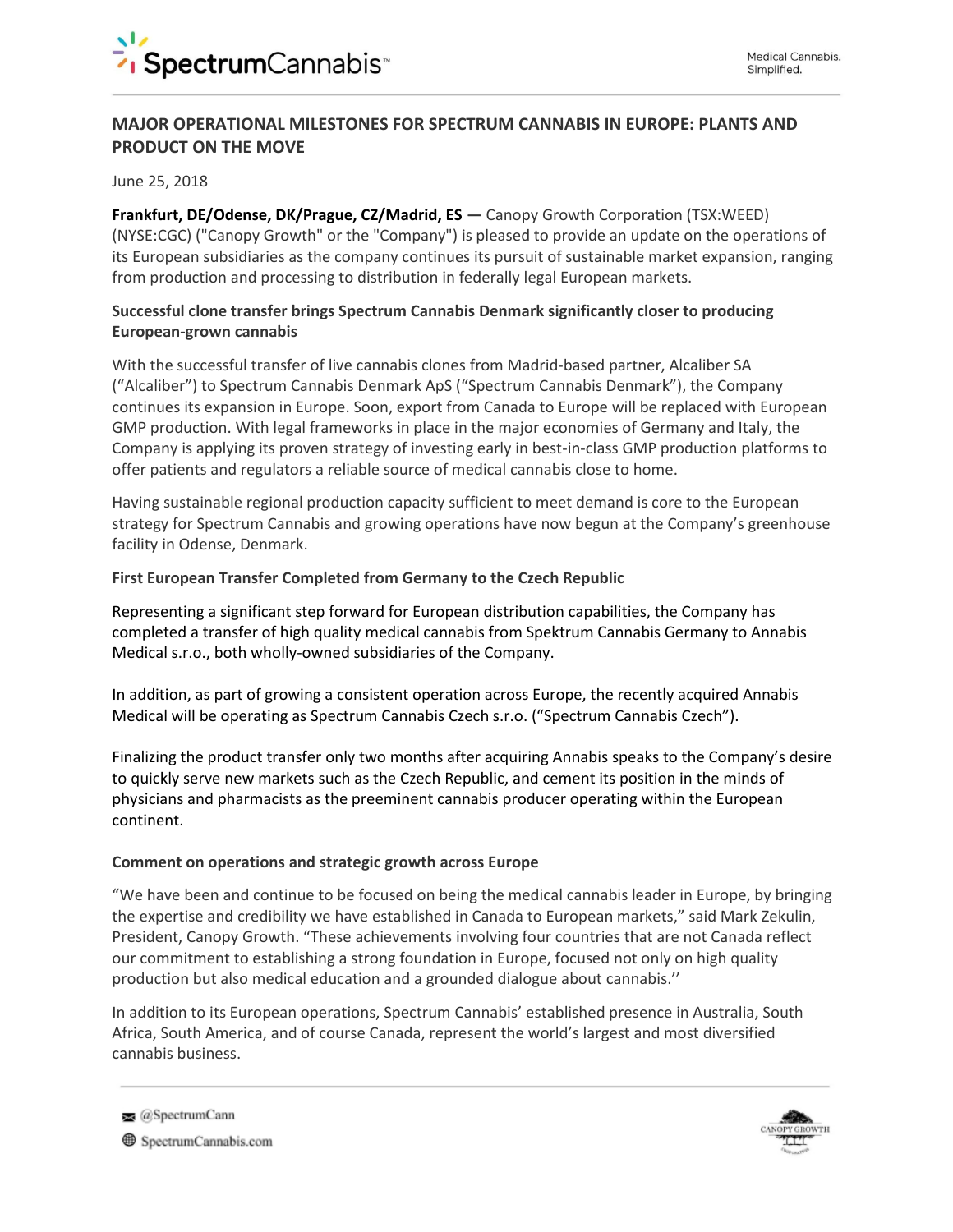# MAJOR OPERATIONAL MILESTONES FOR SPECTRUM CANNABIS IN EUROPE: PLANTS AND PRODUCT ON THE MOVE

June 25, 2018

**Frankfurt, DE/Odense, DK/Prague, CZ/Madrid, ES** — Canopy Growth Corporation (TSX:WEED) (NYSE:CGC) ("Canopy Growth" or the "Company") is pleased to provide an update on the operations of its European subsidiaries as the company continues its pursuit of sustainable market expansion, ranging from production and processing to distribution in federally legal European markets.

### Successful clone transfer brings Spectrum Cannabis Denmark significantly closer to producing European-grown cannabis

With the successful transfer of live cannabis clones from Madrid-based partner, Alcaliber SA ("Alcaliber") to Spectrum Cannabis Denmark ApS ("Spectrum Cannabis Denmark"), the Company continues its expansion in Europe. Soon, export from Canada to Europe will be replaced with European GMP production. With legal frameworks in place in the major economies of Germany and Italy, the Company is applying its proven strategy of investing early in best-in-class GMP production platforms to offer patients and regulators a reliable source of medical cannabis close to home.

Having sustainable regional production capacity sufficient to meet demand is core to the European strategy for Spectrum Cannabis and growing operations have now begun at the Company's greenhouse facility in Odense, Denmark.

### First European Transfer Completed from Germany to the Czech Republic

Representing a significant step forward for European distribution capabilities, the Company has completed a transfer of high quality medical cannabis from Spektrum Cannabis Germany to Annabis Medical s.r.o., both wholly-owned subsidiaries of the Company.

In addition, as part of growing a consistent operation across Europe, the recently acquired Annabis Medical will be operating as Spectrum Cannabis Czech s.r.o. ("Spectrum Cannabis Czech").

Finalizing the product transfer only two months after acquiring Annabis speaks to the Company's desire to quickly serve new markets such as the Czech Republic, and cement its position in the minds of physicians and pharmacists as the preeminent cannabis producer operating within the European continent.

### Comment on operations and strategic growth across Europe

"We have been and continue to be focused on being the medical cannabis leader in Europe, by bringing the expertise and credibility we have established in Canada to European markets," said Mark Zekulin, President, Canopy Growth. "These achievements involving four countries that are not Canada reflect our commitment to establishing a strong foundation in Europe, focused not only on high quality production but also medical education and a grounded dialogue about cannabis.''

In addition to its European operations, Spectrum Cannabis' established presence in Australia, South Africa, South America, and of course Canada, represent the world's largest and most diversified cannabis business.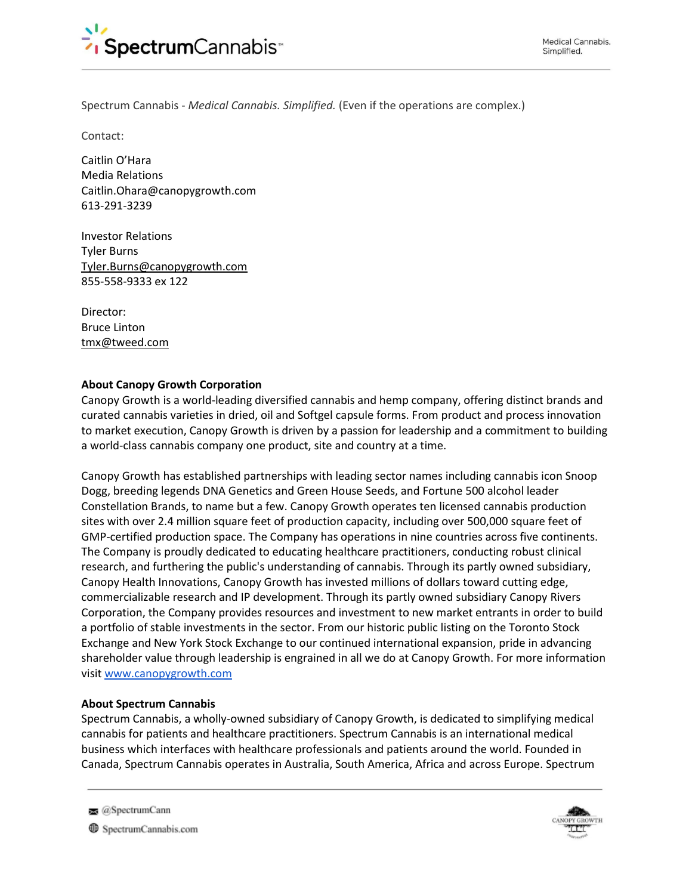Spectrum Cannabis - *Medical Cannabis. Simplified.* (Even if the operations are complex.)

Contact:

Caitlin O'Hara
Media Relations
Caitlin.Ohara@canopygrowth.com
613-291-3239

Investor Relations
Tyler Burns
Tyler.Burns@canopygrowth.com
855-558-9333 ex 122

Director:
Bruce Linton
tmx@tweed.com

**About Canopy Growth Corporation**
Canopy Growth is a world-leading diversified cannabis and hemp company, offering distinct brands and curated cannabis varieties in dried, oil and Softgel capsule forms. From product and process innovation to market execution, Canopy Growth is driven by a passion for leadership and a commitment to building a world-class cannabis company one product, site and country at a time.

Canopy Growth has established partnerships with leading sector names including cannabis icon Snoop Dogg, breeding legends DNA Genetics and Green House Seeds, and Fortune 500 alcohol leader Constellation Brands, to name but a few. Canopy Growth operates ten licensed cannabis production sites with over 2.4 million square feet of production capacity, including over 500,000 square feet of GMP-certified production space. The Company has operations in nine countries across five continents. The Company is proudly dedicated to educating healthcare practitioners, conducting robust clinical research, and furthering the public's understanding of cannabis. Through its partly owned subsidiary, Canopy Health Innovations, Canopy Growth has invested millions of dollars toward cutting edge, commercializable research and IP development. Through its partly owned subsidiary Canopy Rivers Corporation, the Company provides resources and investment to new market entrants in order to build a portfolio of stable investments in the sector. From our historic public listing on the Toronto Stock Exchange and New York Stock Exchange to our continued international expansion, pride in advancing shareholder value through leadership is engrained in all we do at Canopy Growth. For more information visit [www.canopygrowth.com](http://www.canopygrowth.com)

**About Spectrum Cannabis**
Spectrum Cannabis, a wholly-owned subsidiary of Canopy Growth, is dedicated to simplifying medical cannabis for patients and healthcare practitioners. Spectrum Cannabis is an international medical business which interfaces with healthcare professionals and patients around the world. Founded in Canada, Spectrum Cannabis operates in Australia, South America, Africa and across Europe. Spectrum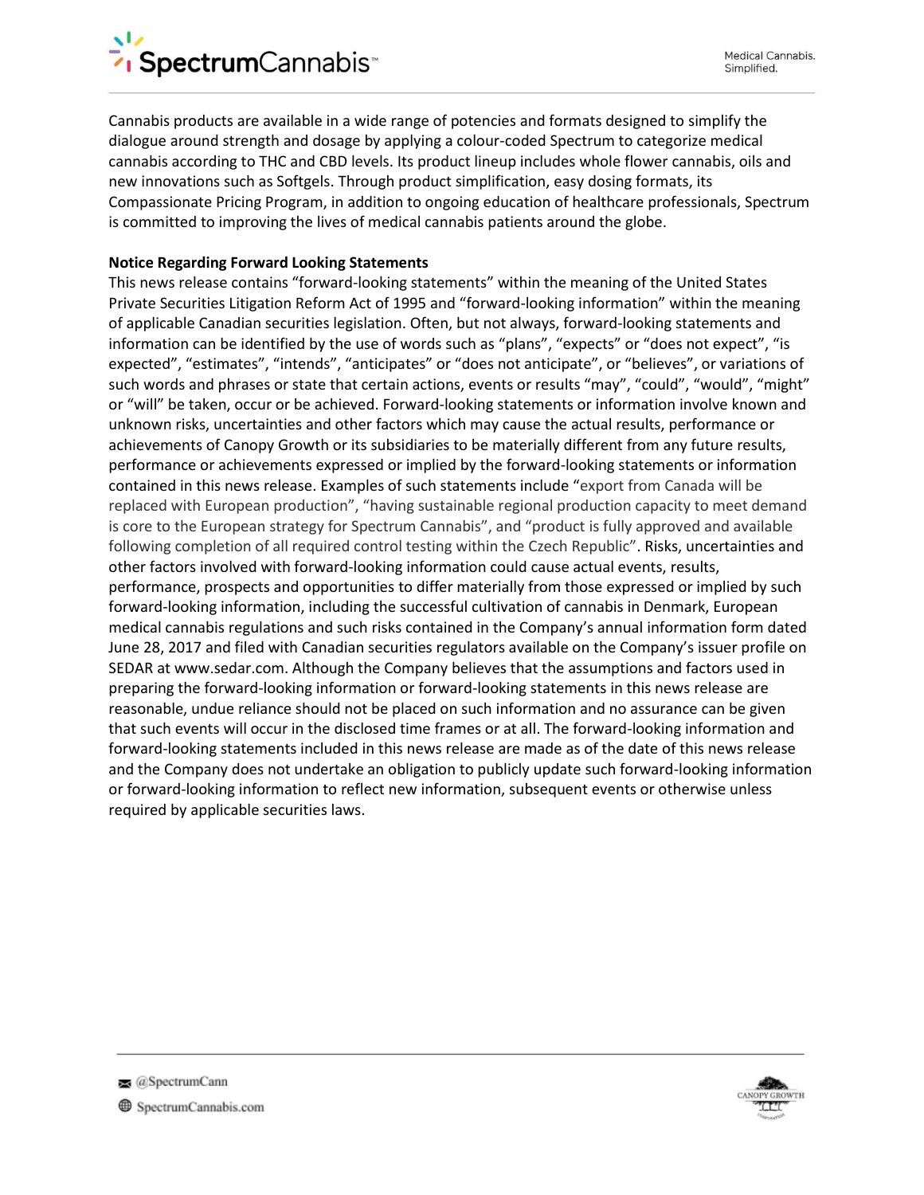Cannabis products are available in a wide range of potencies and formats designed to simplify the dialogue around strength and dosage by applying a colour-coded Spectrum to categorize medical cannabis according to THC and CBD levels. Its product lineup includes whole flower cannabis, oils and new innovations such as Softgels. Through product simplification, easy dosing formats, its Compassionate Pricing Program, in addition to ongoing education of healthcare professionals, Spectrum is committed to improving the lives of medical cannabis patients around the globe.

**Notice Regarding Forward Looking Statements**

This news release contains "forward-looking statements" within the meaning of the United States Private Securities Litigation Reform Act of 1995 and "forward-looking information" within the meaning of applicable Canadian securities legislation. Often, but not always, forward-looking statements and information can be identified by the use of words such as "plans", "expects" or "does not expect", "is expected", "estimates", "intends", "anticipates" or "does not anticipate", or "believes", or variations of such words and phrases or state that certain actions, events or results "may", "could", "would", "might" or "will" be taken, occur or be achieved. Forward-looking statements or information involve known and unknown risks, uncertainties and other factors which may cause the actual results, performance or achievements of Canopy Growth or its subsidiaries to be materially different from any future results, performance or achievements expressed or implied by the forward-looking statements or information contained in this news release. Examples of such statements include "export from Canada will be replaced with European production", "having sustainable regional production capacity to meet demand is core to the European strategy for Spectrum Cannabis", and "product is fully approved and available following completion of all required control testing within the Czech Republic". Risks, uncertainties and other factors involved with forward-looking information could cause actual events, results, performance, prospects and opportunities to differ materially from those expressed or implied by such forward-looking information, including the successful cultivation of cannabis in Denmark, European medical cannabis regulations and such risks contained in the Company's annual information form dated June 28, 2017 and filed with Canadian securities regulators available on the Company's issuer profile on SEDAR at www.sedar.com. Although the Company believes that the assumptions and factors used in preparing the forward-looking information or forward-looking statements in this news release are reasonable, undue reliance should not be placed on such information and no assurance can be given that such events will occur in the disclosed time frames or at all. The forward-looking information and forward-looking statements included in this news release are made as of the date of this news release and the Company does not undertake an obligation to publicly update such forward-looking information or forward-looking information to reflect new information, subsequent events or otherwise unless required by applicable securities laws.